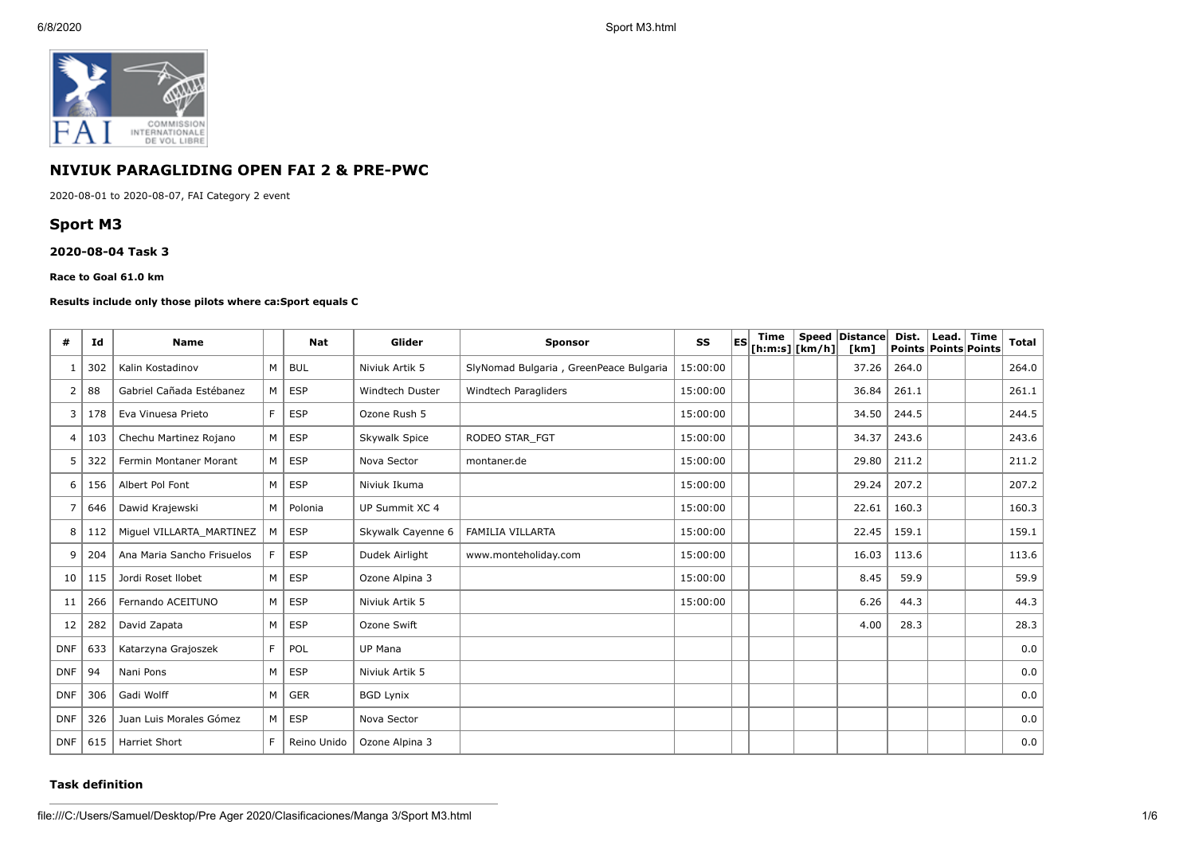# NIVIUK PARAGLIDING OPEN FAI 2 & PRE-PWC

2020-08-01 to 2020-08-07, FAI Category 2 event

## Sport M3

### 2020-08-04 Task 3

#### Race to Goal 61.0 km

**Results include only those pilots where ca:Sport equals C**

| # | Id | Name | | Nat | Glider | Sponsor | SS | ES | Time [h:m:s] | Speed [km/h] | Distance [km] | Dist. Points | Lead. Points | Time Points | Total |
|---|---|---|---|---|---|---|---|---|---|---|---|---|---|---|---|
| 1 | 302 | Kalin Kostadinov | M | BUL | Niviuk Artik 5 | SlyNomad Bulgaria , GreenPeace Bulgaria | 15:00:00 | | | | 37.26 | 264.0 | | | 264.0 |
| 2 | 88 | Gabriel Cañada Estébanez | M | ESP | Windtech Duster | Windtech Paragliders | 15:00:00 | | | | 36.84 | 261.1 | | | 261.1 |
| 3 | 178 | Eva Vinuesa Prieto | F | ESP | Ozone Rush 5 | | 15:00:00 | | | | 34.50 | 244.5 | | | 244.5 |
| 4 | 103 | Chechu Martinez Rojano | M | ESP | Skywalk Spice | RODEO STAR_FGT | 15:00:00 | | | | 34.37 | 243.6 | | | 243.6 |
| 5 | 322 | Fermin Montaner Morant | M | ESP | Nova Sector | montaner.de | 15:00:00 | | | | 29.80 | 211.2 | | | 211.2 |
| 6 | 156 | Albert Pol Font | M | ESP | Niviuk Ikuma | | 15:00:00 | | | | 29.24 | 207.2 | | | 207.2 |
| 7 | 646 | Dawid Krajewski | M | Polonia | UP Summit XC 4 | | 15:00:00 | | | | 22.61 | 160.3 | | | 160.3 |
| 8 | 112 | Miguel VILLARTA_MARTINEZ | M | ESP | Skywalk Cayenne 6 | FAMILIA VILLARTA | 15:00:00 | | | | 22.45 | 159.1 | | | 159.1 |
| 9 | 204 | Ana Maria Sancho Frisuelos | F | ESP | Dudek Airlight | www.monteholiday.com | 15:00:00 | | | | 16.03 | 113.6 | | | 113.6 |
| 10 | 115 | Jordi Roset llobet | M | ESP | Ozone Alpina 3 | | 15:00:00 | | | | 8.45 | 59.9 | | | 59.9 |
| 11 | 266 | Fernando ACEITUNO | M | ESP | Niviuk Artik 5 | | 15:00:00 | | | | 6.26 | 44.3 | | | 44.3 |
| 12 | 282 | David Zapata | M | ESP | Ozone Swift | | | | | | 4.00 | 28.3 | | | 28.3 |
| DNF | 633 | Katarzyna Grajoszek | F | POL | UP Mana | | | | | | | | | | 0.0 |
| DNF | 94 | Nani Pons | M | ESP | Niviuk Artik 5 | | | | | | | | | | 0.0 |
| DNF | 306 | Gadi Wolff | M | GER | BGD Lynix | | | | | | | | | | 0.0 |
| DNF | 326 | Juan Luis Morales Gómez | M | ESP | Nova Sector | | | | | | | | | | 0.0 |
| DNF | 615 | Harriet Short | F | Reino Unido | Ozone Alpina 3 | | | | | | | | | | 0.0 |

**Task definition**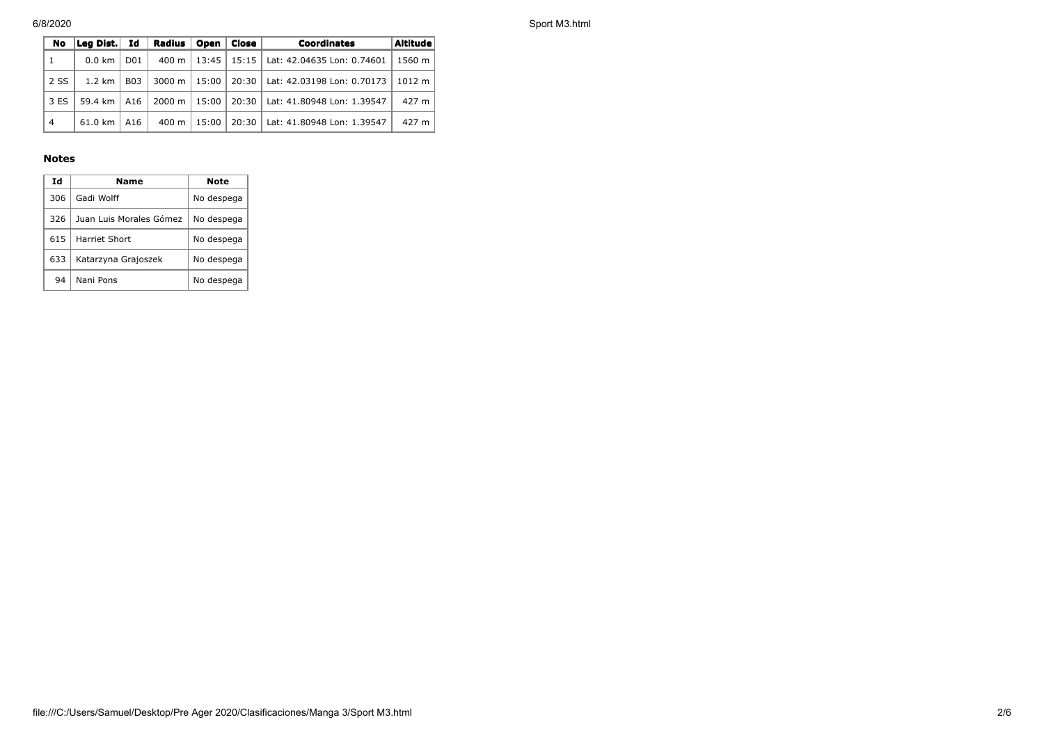| No | Leg Dist. | Id | Radius | Open | Close | Coordinates | Altitude |
|---|---|---|---|---|---|---|---|
| 1 | 0.0 km | D01 | 400 m | 13:45 | 15:15 | Lat: 42.04635 Lon: 0.74601 | 1560 m |
| 2 SS | 1.2 km | B03 | 3000 m | 15:00 | 20:30 | Lat: 42.03198 Lon: 0.70173 | 1012 m |
| 3 ES | 59.4 km | A16 | 2000 m | 15:00 | 20:30 | Lat: 41.80948 Lon: 1.39547 | 427 m |
| 4 | 61.0 km | A16 | 400 m | 15:00 | 20:30 | Lat: 41.80948 Lon: 1.39547 | 427 m |

### Notes

| Id | Name | Note |
|---|---|---|
| 306 | Gadi Wolff | No despega |
| 326 | Juan Luis Morales Gómez | No despega |
| 615 | Harriet Short | No despega |
| 633 | Katarzyna Grajoszek | No despega |
| 94 | Nani Pons | No despega |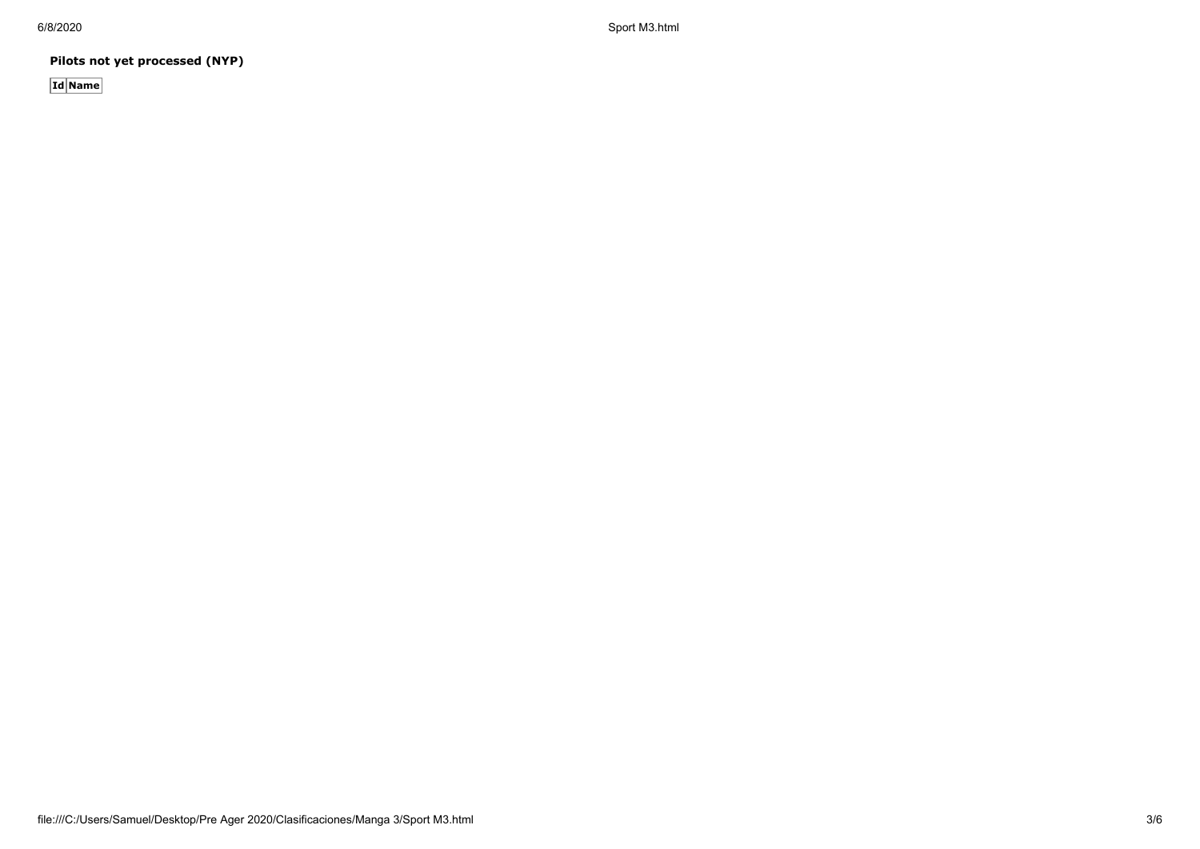**Pilots not yet processed (NYP)**

| Id | Name |
|---|---|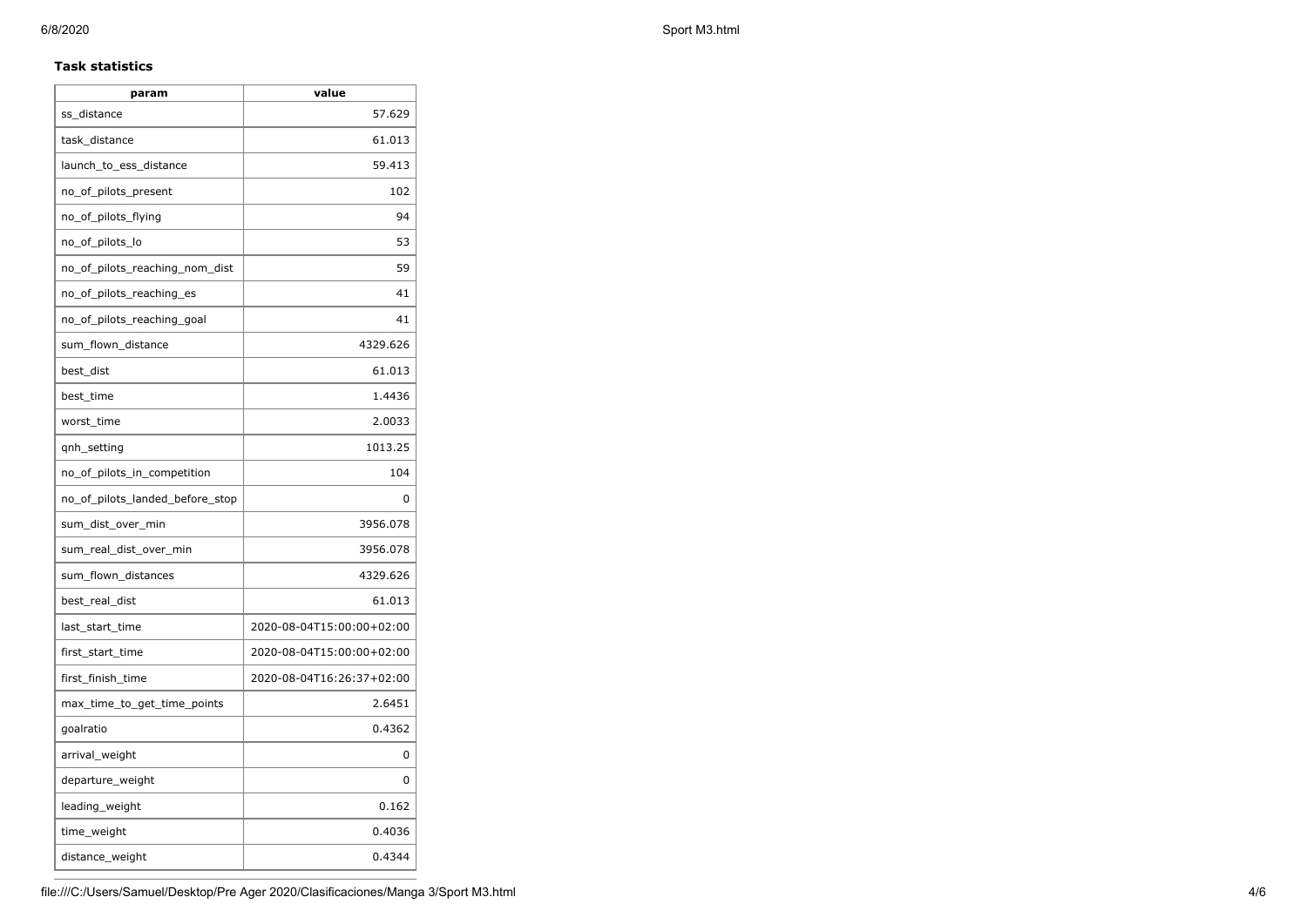**Task statistics**

| param | value |
|---|---|
| ss_distance | 57.629 |
| task_distance | 61.013 |
| launch_to_ess_distance | 59.413 |
| no_of_pilots_present | 102 |
| no_of_pilots_flying | 94 |
| no_of_pilots_lo | 53 |
| no_of_pilots_reaching_nom_dist | 59 |
| no_of_pilots_reaching_es | 41 |
| no_of_pilots_reaching_goal | 41 |
| sum_flown_distance | 4329.626 |
| best_dist | 61.013 |
| best_time | 1.4436 |
| worst_time | 2.0033 |
| qnh_setting | 1013.25 |
| no_of_pilots_in_competition | 104 |
| no_of_pilots_landed_before_stop | 0 |
| sum_dist_over_min | 3956.078 |
| sum_real_dist_over_min | 3956.078 |
| sum_flown_distances | 4329.626 |
| best_real_dist | 61.013 |
| last_start_time | 2020-08-04T15:00:00+02:00 |
| first_start_time | 2020-08-04T15:00:00+02:00 |
| first_finish_time | 2020-08-04T16:26:37+02:00 |
| max_time_to_get_time_points | 2.6451 |
| goalratio | 0.4362 |
| arrival_weight | 0 |
| departure_weight | 0 |
| leading_weight | 0.162 |
| time_weight | 0.4036 |
| distance_weight | 0.4344 |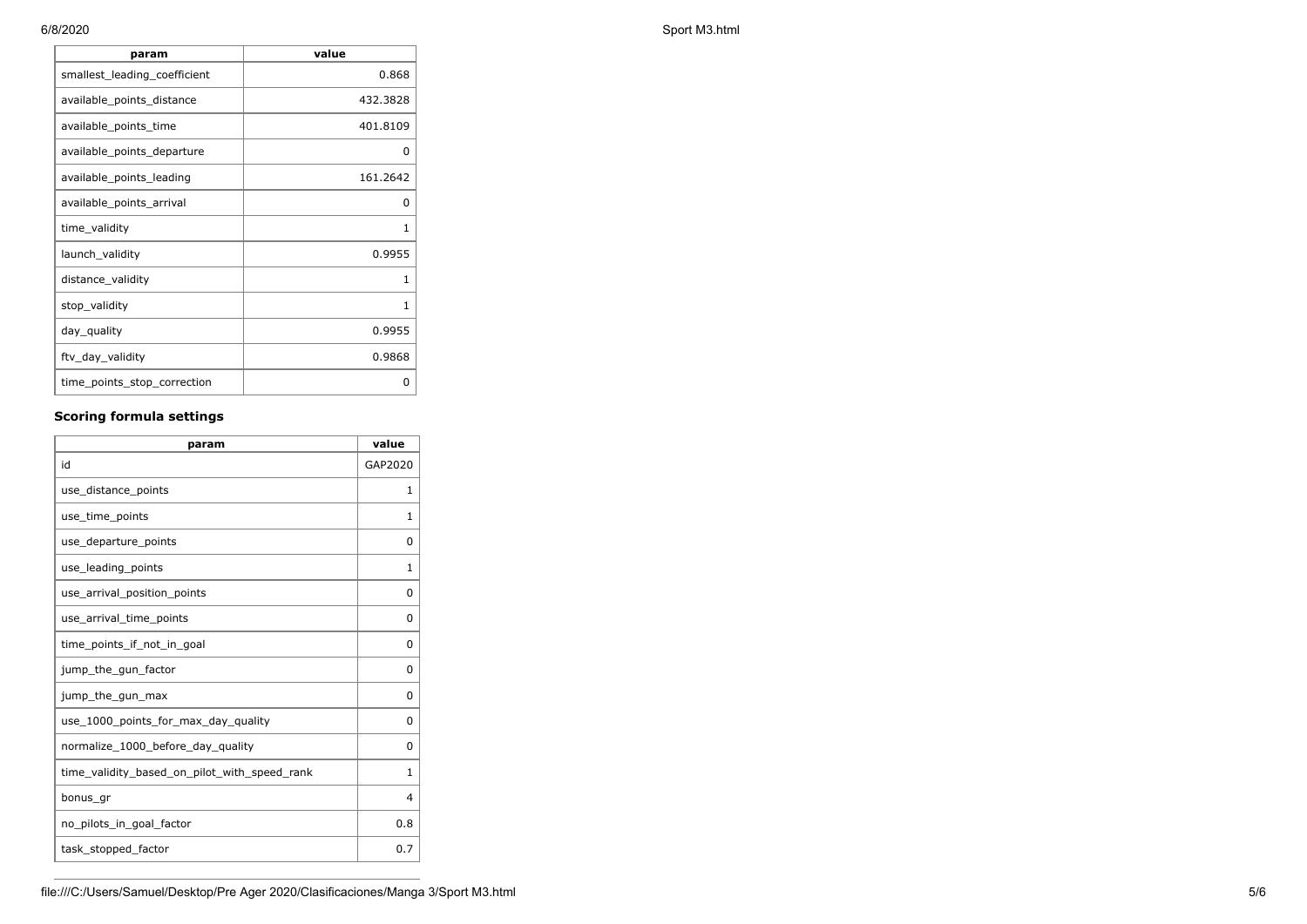| param | value |
|---|---|
| smallest_leading_coefficient | 0.868 |
| available_points_distance | 432.3828 |
| available_points_time | 401.8109 |
| available_points_departure | 0 |
| available_points_leading | 161.2642 |
| available_points_arrival | 0 |
| time_validity | 1 |
| launch_validity | 0.9955 |
| distance_validity | 1 |
| stop_validity | 1 |
| day_quality | 0.9955 |
| ftv_day_validity | 0.9868 |
| time_points_stop_correction | 0 |

### Scoring formula settings

| param | value |
|---|---|
| id | GAP2020 |
| use_distance_points | 1 |
| use_time_points | 1 |
| use_departure_points | 0 |
| use_leading_points | 1 |
| use_arrival_position_points | 0 |
| use_arrival_time_points | 0 |
| time_points_if_not_in_goal | 0 |
| jump_the_gun_factor | 0 |
| jump_the_gun_max | 0 |
| use_1000_points_for_max_day_quality | 0 |
| normalize_1000_before_day_quality | 0 |
| time_validity_based_on_pilot_with_speed_rank | 1 |
| bonus_gr | 4 |
| no_pilots_in_goal_factor | 0.8 |
| task_stopped_factor | 0.7 |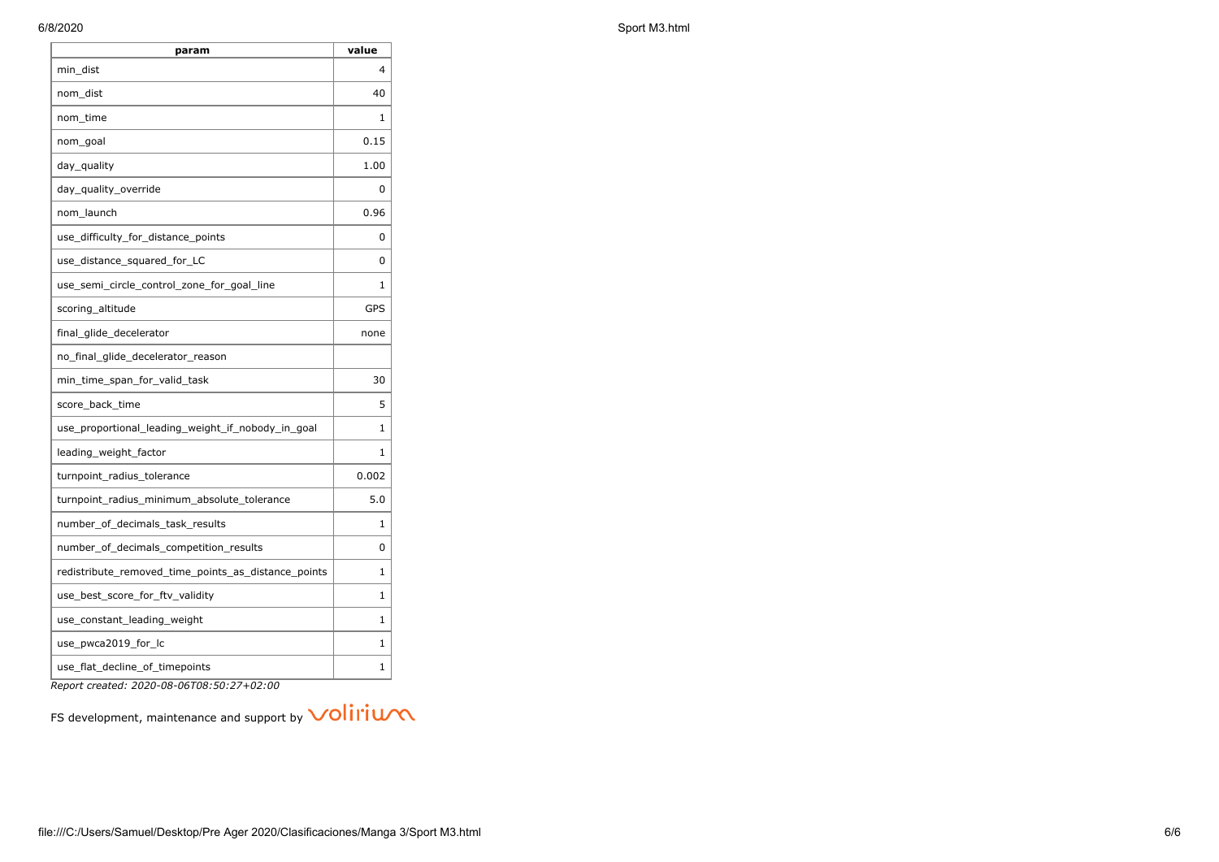| param | value |
|---|---|
| min_dist | 4 |
| nom_dist | 40 |
| nom_time | 1 |
| nom_goal | 0.15 |
| day_quality | 1.00 |
| day_quality_override | 0 |
| nom_launch | 0.96 |
| use_difficulty_for_distance_points | 0 |
| use_distance_squared_for_LC | 0 |
| use_semi_circle_control_zone_for_goal_line | 1 |
| scoring_altitude | GPS |
| final_glide_decelerator | none |
| no_final_glide_decelerator_reason | |
| min_time_span_for_valid_task | 30 |
| score_back_time | 5 |
| use_proportional_leading_weight_if_nobody_in_goal | 1 |
| leading_weight_factor | 1 |
| turnpoint_radius_tolerance | 0.002 |
| turnpoint_radius_minimum_absolute_tolerance | 5.0 |
| number_of_decimals_task_results | 1 |
| number_of_decimals_competition_results | 0 |
| redistribute_removed_time_points_as_distance_points | 1 |
| use_best_score_for_ftv_validity | 1 |
| use_constant_leading_weight | 1 |
| use_pwca2019_for_lc | 1 |
| use_flat_decline_of_timepoints | 1 |

*Report created: 2020-08-06T08:50:27+02:00*

FS development, maintenance and support by volirium